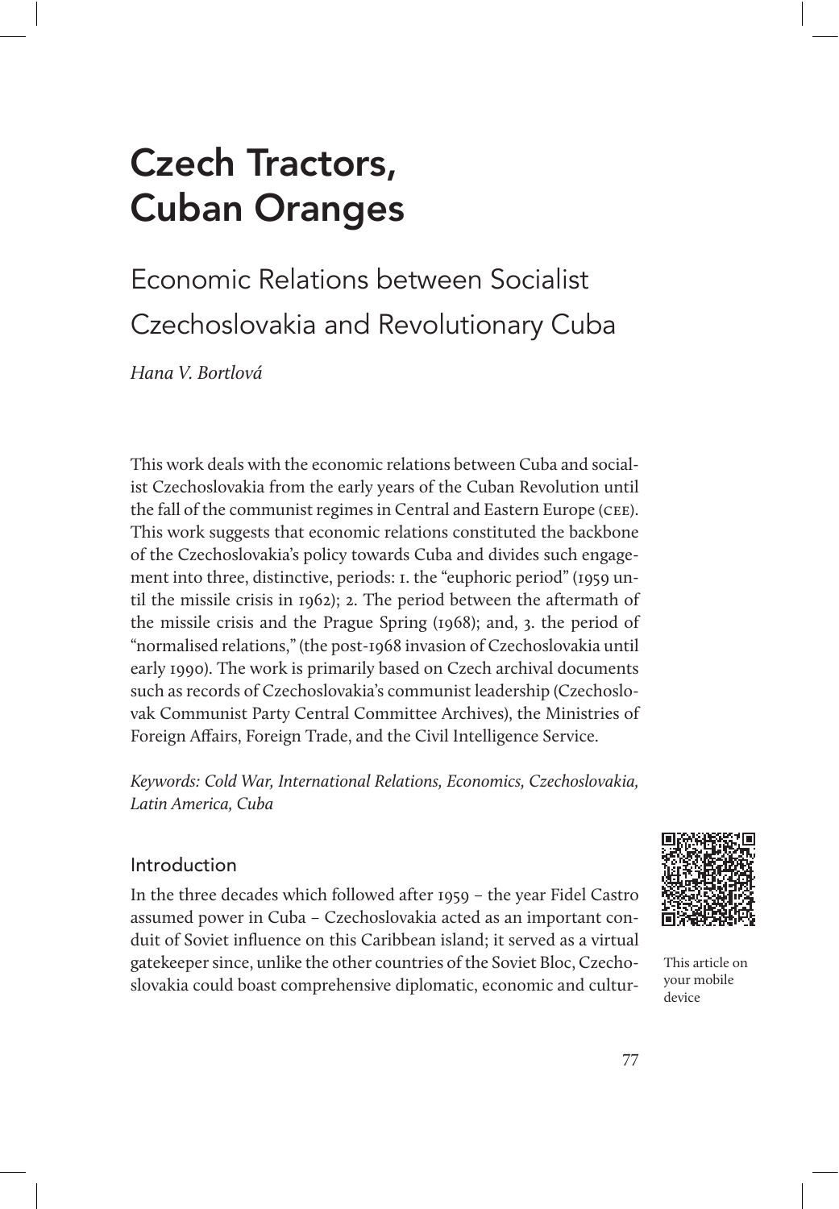# Czech Tractors, Cuban Oranges

## Economic Relations between Socialist Czechoslovakia and Revolutionary Cuba

*Hana V. Bortlová*

This work deals with the economic relations between Cuba and socialist Czechoslovakia from the early years of the Cuban Revolution until the fall of the communist regimes in Central and Eastern Europe (CEE). This work suggests that economic relations constituted the backbone of the Czechoslovakia's policy towards Cuba and divides such engagement into three, distinctive, periods: 1. the "euphoric period" (1959 until the missile crisis in 1962); 2. The period between the aftermath of the missile crisis and the Prague Spring (1968); and, 3. the period of "normalised relations," (the post-1968 invasion of Czechoslovakia until early 1990). The work is primarily based on Czech archival documents such as records of Czechoslovakia's communist leadership (Czechoslovak Communist Party Central Committee Archives), the Ministries of Foreign Affairs, Foreign Trade, and the Civil Intelligence Service.

*Keywords: Cold War, International Relations, Economics, Czechoslovakia, Latin America, Cuba*

This article on your mobile device

### Introduction

In the three decades which followed after 1959 – the year Fidel Castro assumed power in Cuba – Czechoslovakia acted as an important conduit of Soviet influence on this Caribbean island; it served as a virtual gatekeeper since, unlike the other countries of the Soviet Bloc, Czechoslovakia could boast comprehensive diplomatic, economic and cultur-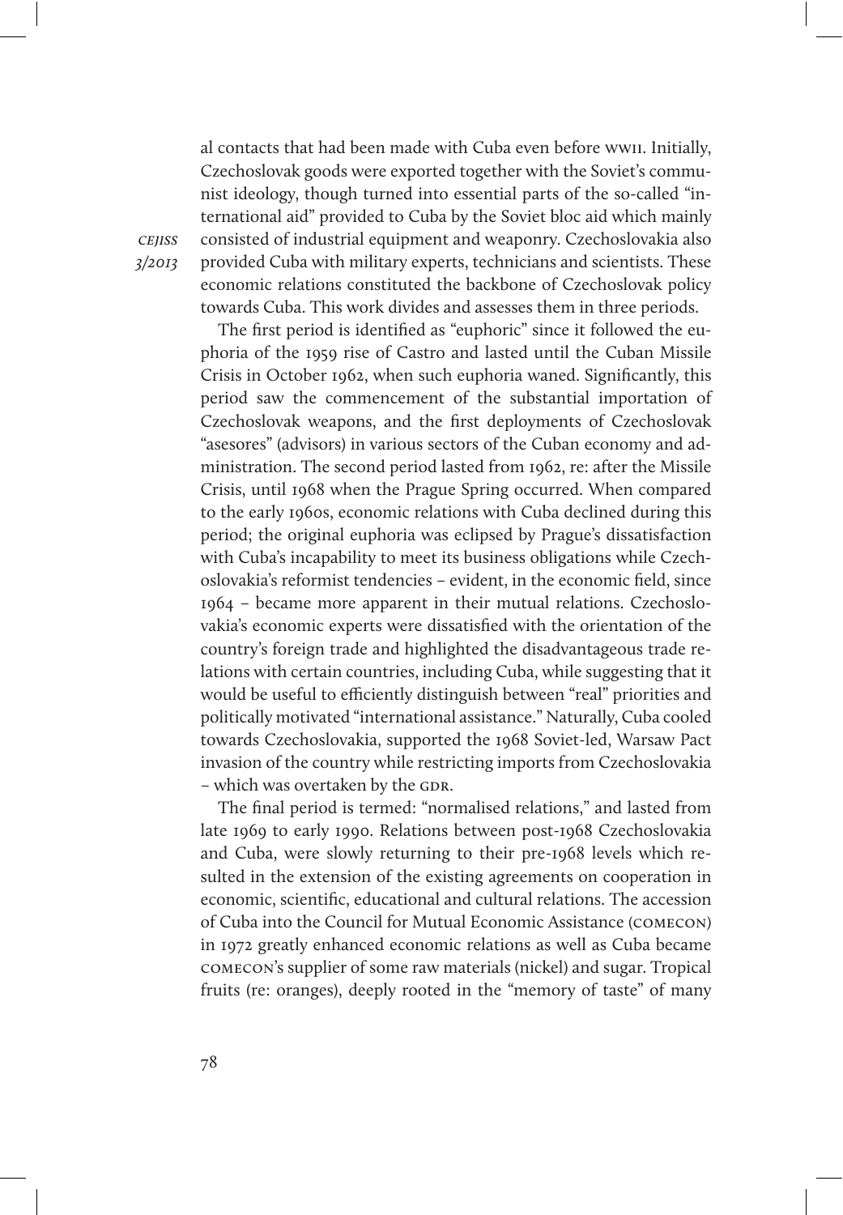al contacts that had been made with Cuba even before WWII. Initially, Czechoslovak goods were exported together with the Soviet's communist ideology, though turned into essential parts of the so-called "international aid" provided to Cuba by the Soviet bloc aid which mainly consisted of industrial equipment and weaponry. Czechoslovakia also provided Cuba with military experts, technicians and scientists. These economic relations constituted the backbone of Czechoslovak policy towards Cuba. This work divides and assesses them in three periods.

The first period is identified as "euphoric" since it followed the euphoria of the 1959 rise of Castro and lasted until the Cuban Missile Crisis in October 1962, when such euphoria waned. Significantly, this period saw the commencement of the substantial importation of Czechoslovak weapons, and the first deployments of Czechoslovak "asesores" (advisors) in various sectors of the Cuban economy and administration. The second period lasted from 1962, re: after the Missile Crisis, until 1968 when the Prague Spring occurred. When compared to the early 1960s, economic relations with Cuba declined during this period; the original euphoria was eclipsed by Prague's dissatisfaction with Cuba's incapability to meet its business obligations while Czechoslovakia's reformist tendencies – evident, in the economic field, since 1964 – became more apparent in their mutual relations. Czechoslovakia's economic experts were dissatisfied with the orientation of the country's foreign trade and highlighted the disadvantageous trade relations with certain countries, including Cuba, while suggesting that it would be useful to efficiently distinguish between "real" priorities and politically motivated "international assistance." Naturally, Cuba cooled towards Czechoslovakia, supported the 1968 Soviet-led, Warsaw Pact invasion of the country while restricting imports from Czechoslovakia – which was overtaken by the GDR.

The final period is termed: "normalised relations," and lasted from late 1969 to early 1990. Relations between post-1968 Czechoslovakia and Cuba, were slowly returning to their pre-1968 levels which resulted in the extension of the existing agreements on cooperation in economic, scientific, educational and cultural relations. The accession of Cuba into the Council for Mutual Economic Assistance (COMECON) in 1972 greatly enhanced economic relations as well as Cuba became COMECON's supplier of some raw materials (nickel) and sugar. Tropical fruits (re: oranges), deeply rooted in the "memory of taste" of many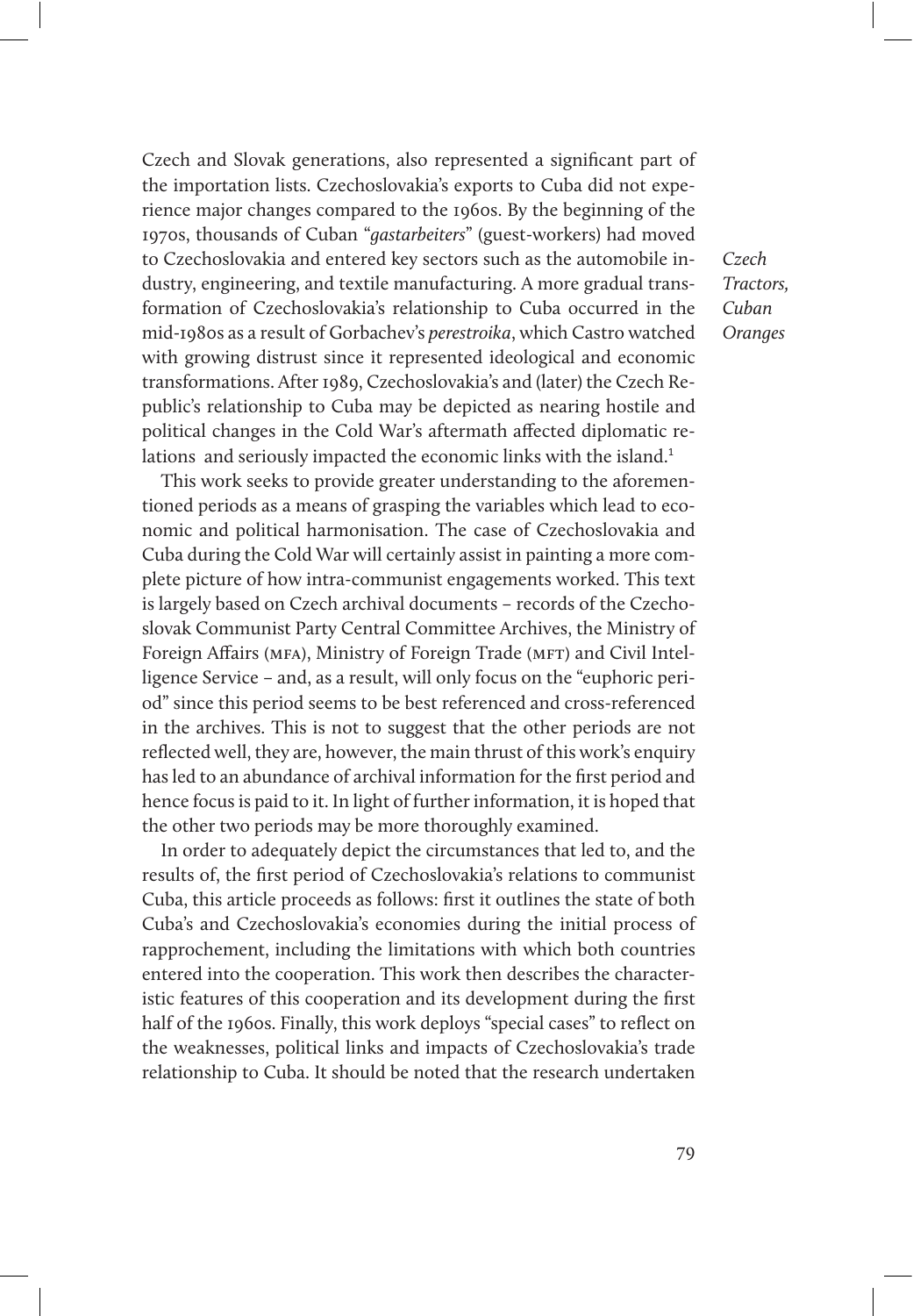Czech and Slovak generations, also represented a significant part of the importation lists. Czechoslovakia's exports to Cuba did not experience major changes compared to the 1960s. By the beginning of the 1970s, thousands of Cuban "*gastarbeiters*" (guest-workers) had moved to Czechoslovakia and entered key sectors such as the automobile industry, engineering, and textile manufacturing. A more gradual transformation of Czechoslovakia's relationship to Cuba occurred in the mid-1980s as a result of Gorbachev's *perestroika*, which Castro watched with growing distrust since it represented ideological and economic transformations. After 1989, Czechoslovakia's and (later) the Czech Republic's relationship to Cuba may be depicted as nearing hostile and political changes in the Cold War's aftermath affected diplomatic relations and seriously impacted the economic links with the island.[1]

This work seeks to provide greater understanding to the aforementioned periods as a means of grasping the variables which lead to economic and political harmonisation. The case of Czechoslovakia and Cuba during the Cold War will certainly assist in painting a more complete picture of how intra-communist engagements worked. This text is largely based on Czech archival documents – records of the Czechoslovak Communist Party Central Committee Archives, the Ministry of Foreign Affairs (MFA), Ministry of Foreign Trade (MFT) and Civil Intelligence Service – and, as a result, will only focus on the "euphoric period" since this period seems to be best referenced and cross-referenced in the archives. This is not to suggest that the other periods are not reflected well, they are, however, the main thrust of this work's enquiry has led to an abundance of archival information for the first period and hence focus is paid to it. In light of further information, it is hoped that the other two periods may be more thoroughly examined.

In order to adequately depict the circumstances that led to, and the results of, the first period of Czechoslovakia's relations to communist Cuba, this article proceeds as follows: first it outlines the state of both Cuba's and Czechoslovakia's economies during the initial process of rapprochement, including the limitations with which both countries entered into the cooperation. This work then describes the characteristic features of this cooperation and its development during the first half of the 1960s. Finally, this work deploys "special cases" to reflect on the weaknesses, political links and impacts of Czechoslovakia's trade relationship to Cuba. It should be noted that the research undertaken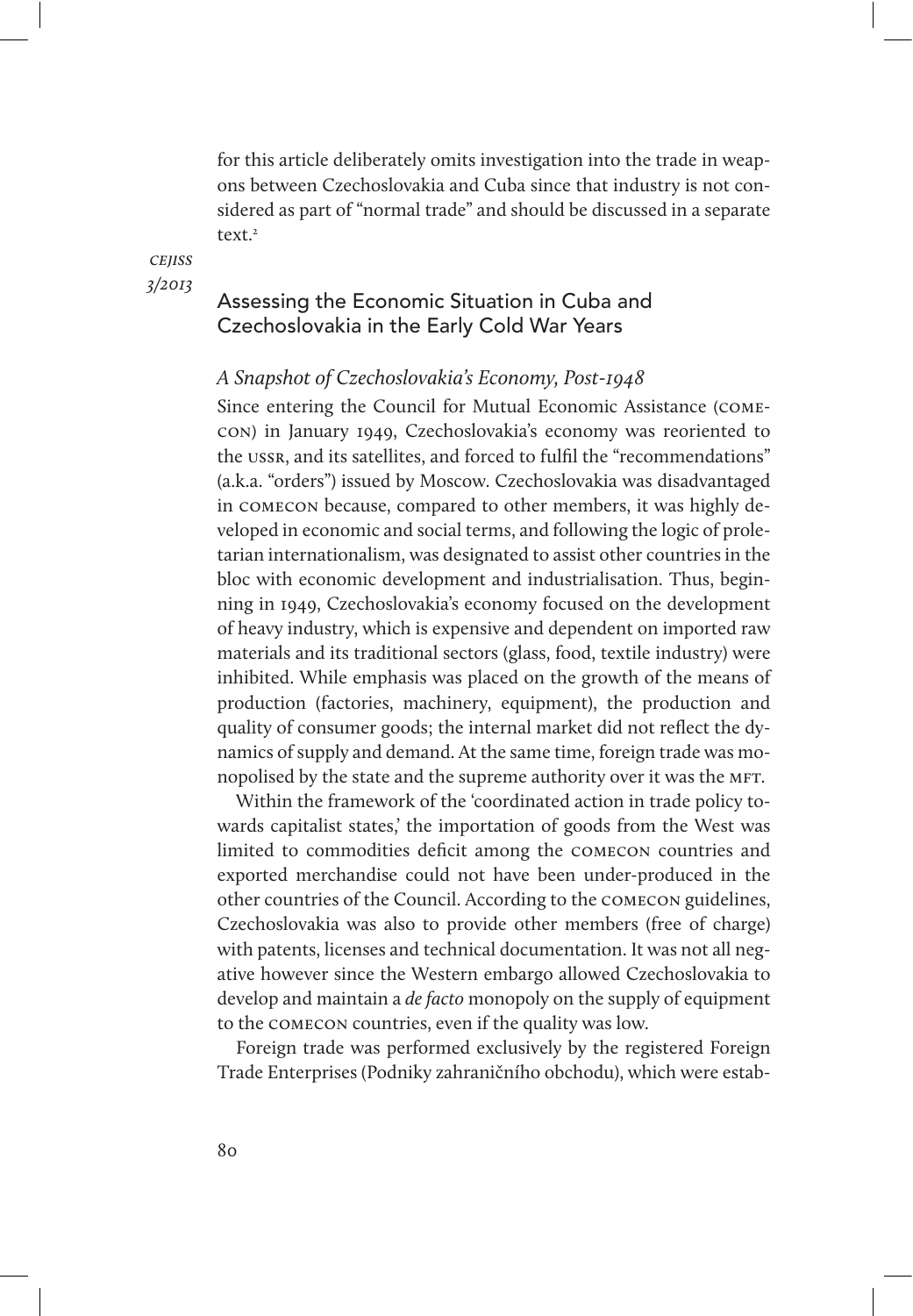for this article deliberately omits investigation into the trade in weapons between Czechoslovakia and Cuba since that industry is not considered as part of "normal trade" and should be discussed in a separate text.[2]

## Assessing the Economic Situation in Cuba and Czechoslovakia in the Early Cold War Years

### *A Snapshot of Czechoslovakia's Economy, Post-1948*

Since entering the Council for Mutual Economic Assistance (COMECON) in January 1949, Czechoslovakia's economy was reoriented to the USSR, and its satellites, and forced to fulfil the "recommendations" (a.k.a. "orders") issued by Moscow. Czechoslovakia was disadvantaged in COMECON because, compared to other members, it was highly developed in economic and social terms, and following the logic of proletarian internationalism, was designated to assist other countries in the bloc with economic development and industrialisation. Thus, beginning in 1949, Czechoslovakia's economy focused on the development of heavy industry, which is expensive and dependent on imported raw materials and its traditional sectors (glass, food, textile industry) were inhibited. While emphasis was placed on the growth of the means of production (factories, machinery, equipment), the production and quality of consumer goods; the internal market did not reflect the dynamics of supply and demand. At the same time, foreign trade was monopolised by the state and the supreme authority over it was the MFT.

Within the framework of the 'coordinated action in trade policy towards capitalist states,' the importation of goods from the West was limited to commodities deficit among the COMECON countries and exported merchandise could not have been under-produced in the other countries of the Council. According to the COMECON guidelines, Czechoslovakia was also to provide other members (free of charge) with patents, licenses and technical documentation. It was not all negative however since the Western embargo allowed Czechoslovakia to develop and maintain a *de facto* monopoly on the supply of equipment to the COMECON countries, even if the quality was low.

Foreign trade was performed exclusively by the registered Foreign Trade Enterprises (Podniky zahraničního obchodu), which were estab-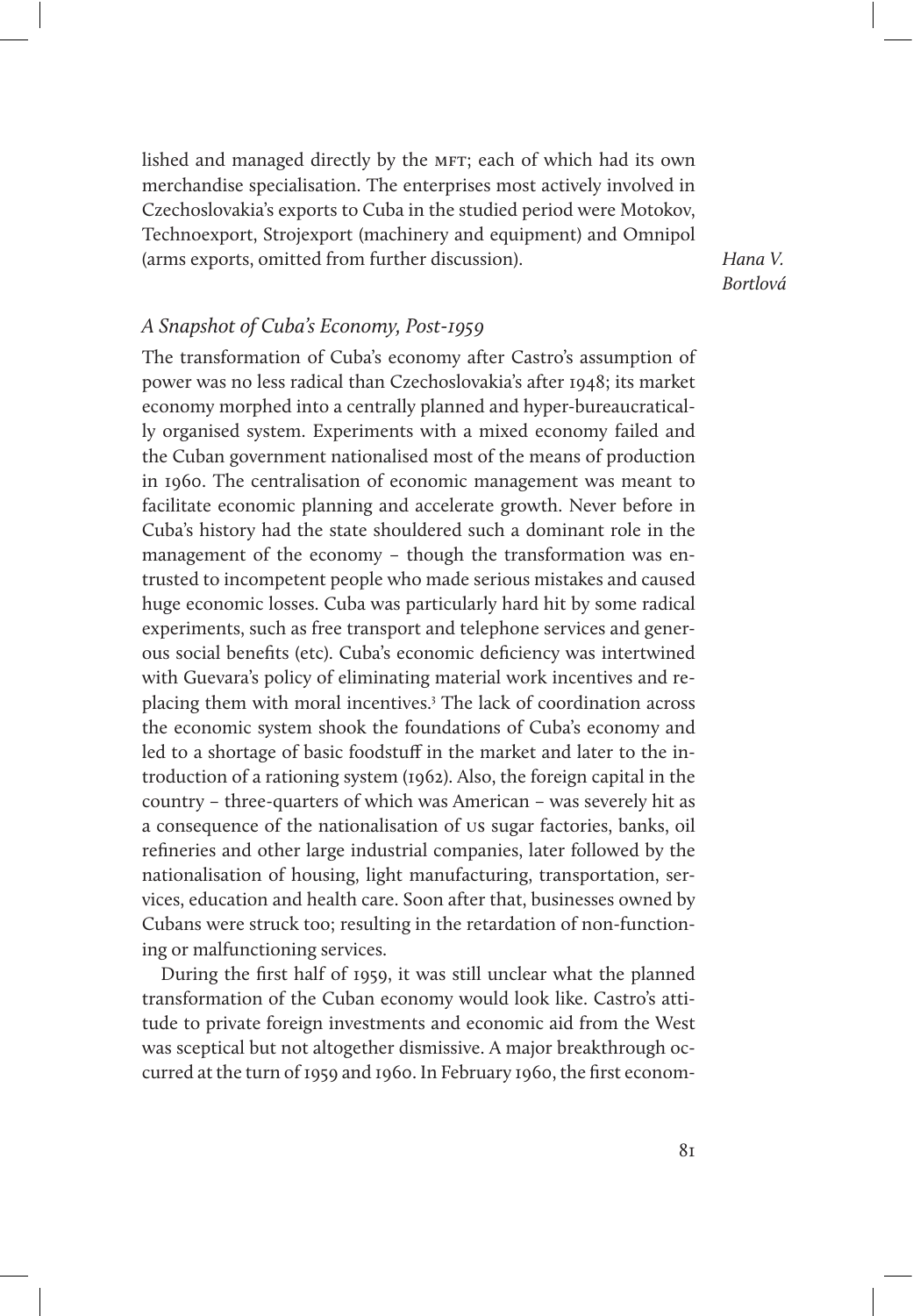lished and managed directly by the MFT; each of which had its own merchandise specialisation. The enterprises most actively involved in Czechoslovakia's exports to Cuba in the studied period were Motokov, Technoexport, Strojexport (machinery and equipment) and Omnipol (arms exports, omitted from further discussion).

### *A Snapshot of Cuba's Economy, Post-1959*

The transformation of Cuba's economy after Castro's assumption of power was no less radical than Czechoslovakia's after 1948; its market economy morphed into a centrally planned and hyper-bureaucratically organised system. Experiments with a mixed economy failed and the Cuban government nationalised most of the means of production in 1960. The centralisation of economic management was meant to facilitate economic planning and accelerate growth. Never before in Cuba's history had the state shouldered such a dominant role in the management of the economy – though the transformation was entrusted to incompetent people who made serious mistakes and caused huge economic losses. Cuba was particularly hard hit by some radical experiments, such as free transport and telephone services and generous social benefits (etc). Cuba's economic deficiency was intertwined with Guevara's policy of eliminating material work incentives and replacing them with moral incentives.[3] The lack of coordination across the economic system shook the foundations of Cuba's economy and led to a shortage of basic foodstuff in the market and later to the introduction of a rationing system (1962). Also, the foreign capital in the country – three-quarters of which was American – was severely hit as a consequence of the nationalisation of US sugar factories, banks, oil refineries and other large industrial companies, later followed by the nationalisation of housing, light manufacturing, transportation, services, education and health care. Soon after that, businesses owned by Cubans were struck too; resulting in the retardation of non-functioning or malfunctioning services.

During the first half of 1959, it was still unclear what the planned transformation of the Cuban economy would look like. Castro's attitude to private foreign investments and economic aid from the West was sceptical but not altogether dismissive. A major breakthrough occurred at the turn of 1959 and 1960. In February 1960, the first econom-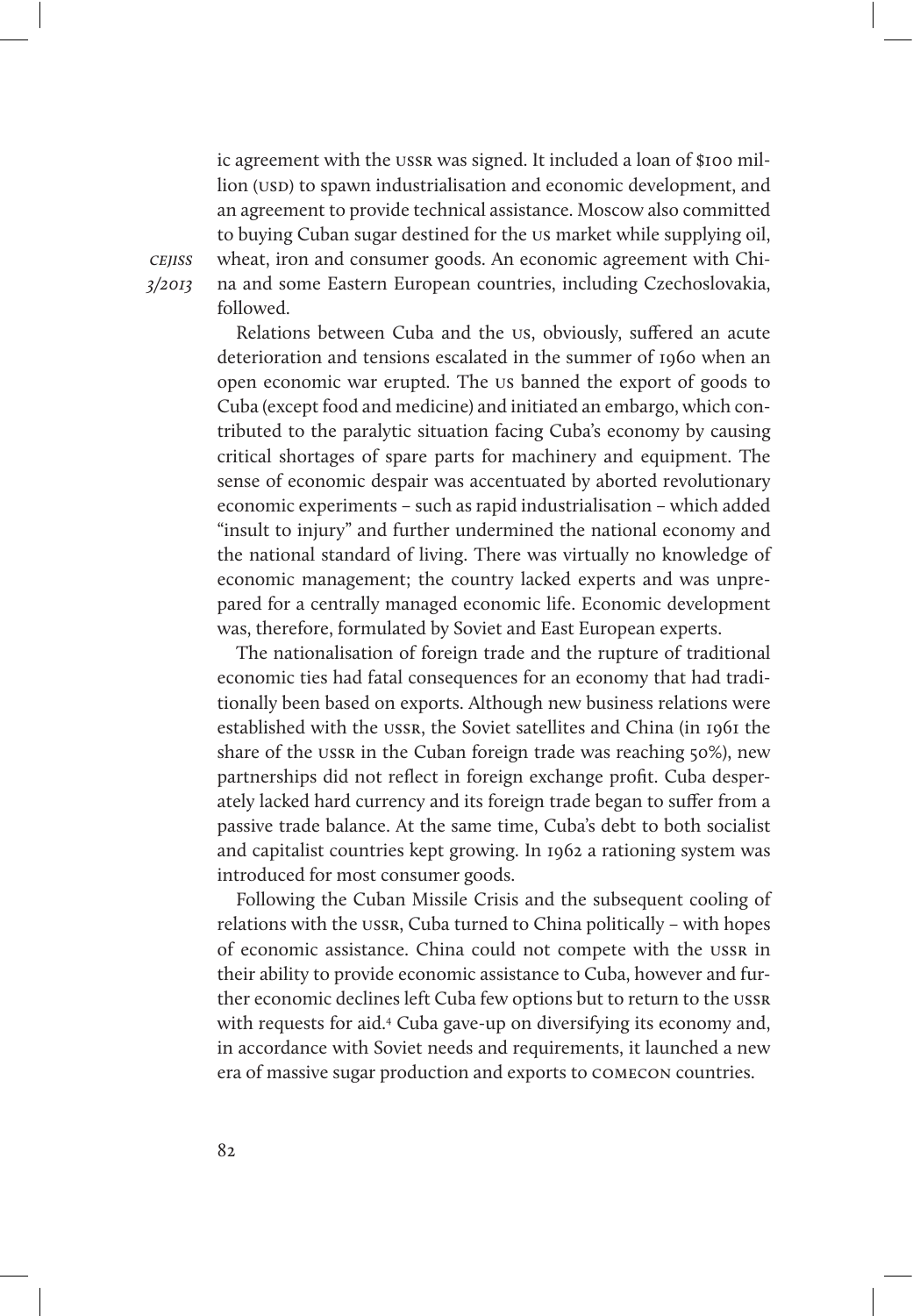ic agreement with the USSR was signed. It included a loan of $100 million (USD) to spawn industrialisation and economic development, and an agreement to provide technical assistance. Moscow also committed to buying Cuban sugar destined for the US market while supplying oil, wheat, iron and consumer goods. An economic agreement with China and some Eastern European countries, including Czechoslovakia, followed.

Relations between Cuba and the US, obviously, suffered an acute deterioration and tensions escalated in the summer of 1960 when an open economic war erupted. The US banned the export of goods to Cuba (except food and medicine) and initiated an embargo, which contributed to the paralytic situation facing Cuba's economy by causing critical shortages of spare parts for machinery and equipment. The sense of economic despair was accentuated by aborted revolutionary economic experiments – such as rapid industrialisation – which added "insult to injury" and further undermined the national economy and the national standard of living. There was virtually no knowledge of economic management; the country lacked experts and was unprepared for a centrally managed economic life. Economic development was, therefore, formulated by Soviet and East European experts.

The nationalisation of foreign trade and the rupture of traditional economic ties had fatal consequences for an economy that had traditionally been based on exports. Although new business relations were established with the USSR, the Soviet satellites and China (in 1961 the share of the USSR in the Cuban foreign trade was reaching 50%), new partnerships did not reflect in foreign exchange profit. Cuba desperately lacked hard currency and its foreign trade began to suffer from a passive trade balance. At the same time, Cuba's debt to both socialist and capitalist countries kept growing. In 1962 a rationing system was introduced for most consumer goods.

Following the Cuban Missile Crisis and the subsequent cooling of relations with the USSR, Cuba turned to China politically – with hopes of economic assistance. China could not compete with the USSR in their ability to provide economic assistance to Cuba, however and further economic declines left Cuba few options but to return to the USSR with requests for aid.[4] Cuba gave-up on diversifying its economy and, in accordance with Soviet needs and requirements, it launched a new era of massive sugar production and exports to COMECON countries.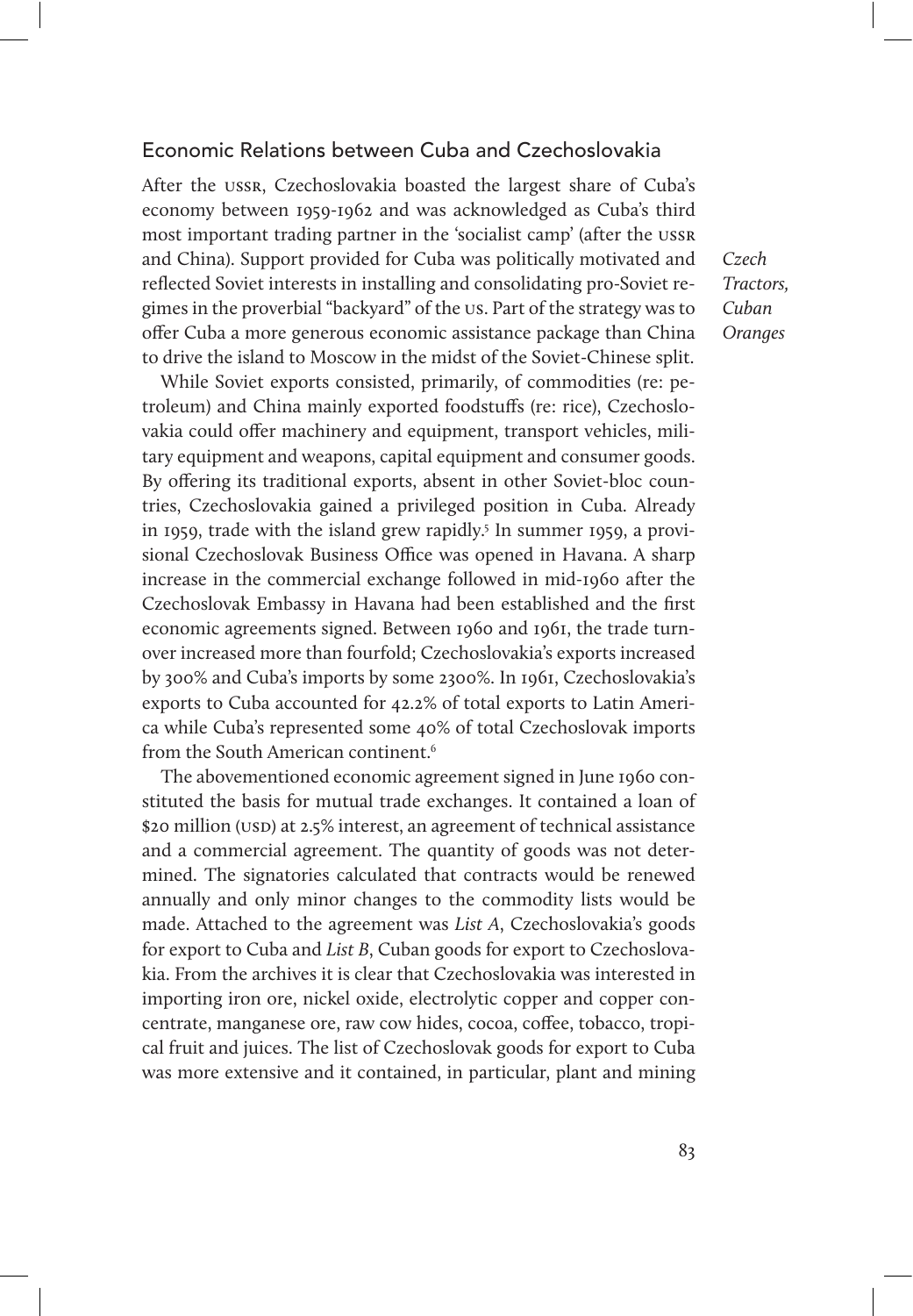## Economic Relations between Cuba and Czechoslovakia

After the USSR, Czechoslovakia boasted the largest share of Cuba's economy between 1959-1962 and was acknowledged as Cuba's third most important trading partner in the 'socialist camp' (after the USSR and China). Support provided for Cuba was politically motivated and reflected Soviet interests in installing and consolidating pro-Soviet regimes in the proverbial "backyard" of the US. Part of the strategy was to offer Cuba a more generous economic assistance package than China to drive the island to Moscow in the midst of the Soviet-Chinese split.

While Soviet exports consisted, primarily, of commodities (re: petroleum) and China mainly exported foodstuffs (re: rice), Czechoslovakia could offer machinery and equipment, transport vehicles, military equipment and weapons, capital equipment and consumer goods. By offering its traditional exports, absent in other Soviet-bloc countries, Czechoslovakia gained a privileged position in Cuba. Already in 1959, trade with the island grew rapidly.[5] In summer 1959, a provisional Czechoslovak Business Office was opened in Havana. A sharp increase in the commercial exchange followed in mid-1960 after the Czechoslovak Embassy in Havana had been established and the first economic agreements signed. Between 1960 and 1961, the trade turnover increased more than fourfold; Czechoslovakia's exports increased by 300% and Cuba's imports by some 2300%. In 1961, Czechoslovakia's exports to Cuba accounted for 42.2% of total exports to Latin America while Cuba's represented some 40% of total Czechoslovak imports from the South American continent.[6]

The abovementioned economic agreement signed in June 1960 constituted the basis for mutual trade exchanges. It contained a loan of $20 million (USD) at 2.5% interest, an agreement of technical assistance and a commercial agreement. The quantity of goods was not determined. The signatories calculated that contracts would be renewed annually and only minor changes to the commodity lists would be made. Attached to the agreement was *List A*, Czechoslovakia's goods for export to Cuba and *List B*, Cuban goods for export to Czechoslovakia. From the archives it is clear that Czechoslovakia was interested in importing iron ore, nickel oxide, electrolytic copper and copper concentrate, manganese ore, raw cow hides, cocoa, coffee, tobacco, tropical fruit and juices. The list of Czechoslovak goods for export to Cuba was more extensive and it contained, in particular, plant and mining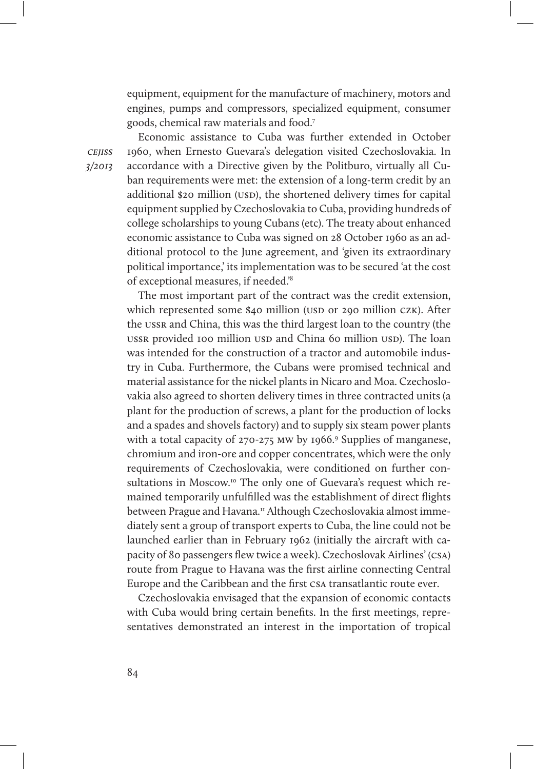equipment, equipment for the manufacture of machinery, motors and engines, pumps and compressors, specialized equipment, consumer goods, chemical raw materials and food.[7]

Economic assistance to Cuba was further extended in October 1960, when Ernesto Guevara's delegation visited Czechoslovakia. In accordance with a Directive given by the Politburo, virtually all Cuban requirements were met: the extension of a long-term credit by an additional $20 million (USD), the shortened delivery times for capital equipment supplied by Czechoslovakia to Cuba, providing hundreds of college scholarships to young Cubans (etc). The treaty about enhanced economic assistance to Cuba was signed on 28 October 1960 as an additional protocol to the June agreement, and 'given its extraordinary political importance,' its implementation was to be secured 'at the cost of exceptional measures, if needed.'[8]

The most important part of the contract was the credit extension, which represented some $40 million (USD or 290 million CZK). After the USSR and China, this was the third largest loan to the country (the USSR provided 100 million USD and China 60 million USD). The loan was intended for the construction of a tractor and automobile industry in Cuba. Furthermore, the Cubans were promised technical and material assistance for the nickel plants in Nicaro and Moa. Czechoslovakia also agreed to shorten delivery times in three contracted units (a plant for the production of screws, a plant for the production of locks and a spades and shovels factory) and to supply six steam power plants with a total capacity of 270-275 MW by 1966.[9] Supplies of manganese, chromium and iron-ore and copper concentrates, which were the only requirements of Czechoslovakia, were conditioned on further consultations in Moscow.[10] The only one of Guevara's request which remained temporarily unfulfilled was the establishment of direct flights between Prague and Havana.[11] Although Czechoslovakia almost immediately sent a group of transport experts to Cuba, the line could not be launched earlier than in February 1962 (initially the aircraft with capacity of 80 passengers flew twice a week). Czechoslovak Airlines' (CSA) route from Prague to Havana was the first airline connecting Central Europe and the Caribbean and the first CSA transatlantic route ever.

Czechoslovakia envisaged that the expansion of economic contacts with Cuba would bring certain benefits. In the first meetings, representatives demonstrated an interest in the importation of tropical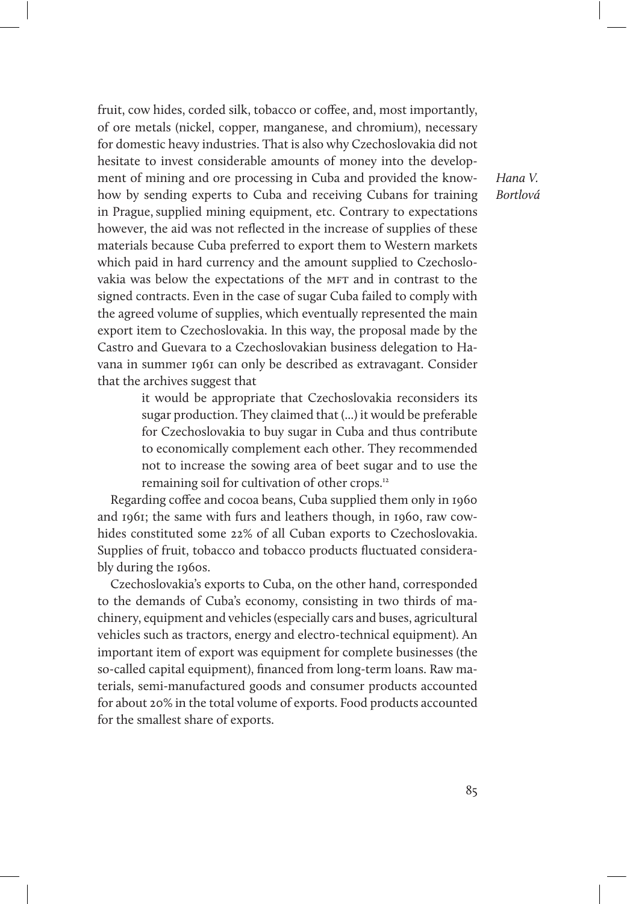fruit, cow hides, corded silk, tobacco or coffee, and, most importantly, of ore metals (nickel, copper, manganese, and chromium), necessary for domestic heavy industries. That is also why Czechoslovakia did not hesitate to invest considerable amounts of money into the development of mining and ore processing in Cuba and provided the know-how by sending experts to Cuba and receiving Cubans for training in Prague, supplied mining equipment, etc. Contrary to expectations however, the aid was not reflected in the increase of supplies of these materials because Cuba preferred to export them to Western markets which paid in hard currency and the amount supplied to Czechoslovakia was below the expectations of the MFT and in contrast to the signed contracts. Even in the case of sugar Cuba failed to comply with the agreed volume of supplies, which eventually represented the main export item to Czechoslovakia. In this way, the proposal made by the Castro and Guevara to a Czechoslovakian business delegation to Havana in summer 1961 can only be described as extravagant. Consider that the archives suggest that

> it would be appropriate that Czechoslovakia reconsiders its sugar production. They claimed that (...) it would be preferable for Czechoslovakia to buy sugar in Cuba and thus contribute to economically complement each other. They recommended not to increase the sowing area of beet sugar and to use the remaining soil for cultivation of other crops.[12]

Regarding coffee and cocoa beans, Cuba supplied them only in 1960 and 1961; the same with furs and leathers though, in 1960, raw cowhides constituted some 22% of all Cuban exports to Czechoslovakia. Supplies of fruit, tobacco and tobacco products fluctuated considerably during the 1960s.

Czechoslovakia's exports to Cuba, on the other hand, corresponded to the demands of Cuba's economy, consisting in two thirds of machinery, equipment and vehicles (especially cars and buses, agricultural vehicles such as tractors, energy and electro-technical equipment). An important item of export was equipment for complete businesses (the so-called capital equipment), financed from long-term loans. Raw materials, semi-manufactured goods and consumer products accounted for about 20% in the total volume of exports. Food products accounted for the smallest share of exports.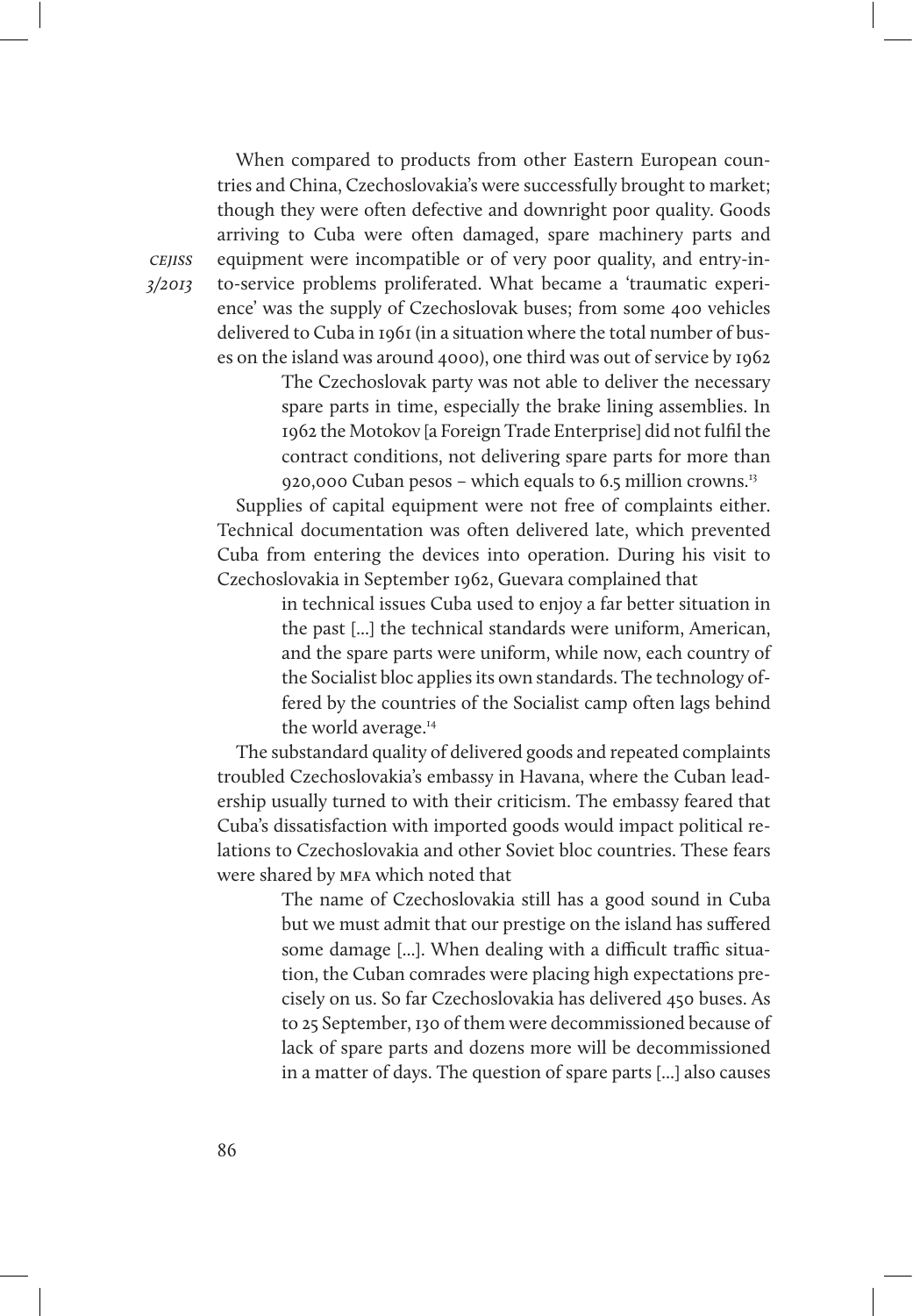When compared to products from other Eastern European countries and China, Czechoslovakia's were successfully brought to market; though they were often defective and downright poor quality. Goods arriving to Cuba were often damaged, spare machinery parts and equipment were incompatible or of very poor quality, and entry-into-service problems proliferated. What became a 'traumatic experience' was the supply of Czechoslovak buses; from some 400 vehicles delivered to Cuba in 1961 (in a situation where the total number of buses on the island was around 4000), one third was out of service by 1962

> The Czechoslovak party was not able to deliver the necessary spare parts in time, especially the brake lining assemblies. In 1962 the Motokov [a Foreign Trade Enterprise] did not fulfil the contract conditions, not delivering spare parts for more than 920,000 Cuban pesos – which equals to 6.5 million crowns.[13]

Supplies of capital equipment were not free of complaints either. Technical documentation was often delivered late, which prevented Cuba from entering the devices into operation. During his visit to Czechoslovakia in September 1962, Guevara complained that

> in technical issues Cuba used to enjoy a far better situation in the past [...] the technical standards were uniform, American, and the spare parts were uniform, while now, each country of the Socialist bloc applies its own standards. The technology offered by the countries of the Socialist camp often lags behind the world average.[14]

The substandard quality of delivered goods and repeated complaints troubled Czechoslovakia's embassy in Havana, where the Cuban leadership usually turned to with their criticism. The embassy feared that Cuba's dissatisfaction with imported goods would impact political relations to Czechoslovakia and other Soviet bloc countries. These fears were shared by MFA which noted that

> The name of Czechoslovakia still has a good sound in Cuba but we must admit that our prestige on the island has suffered some damage [...]. When dealing with a difficult traffic situation, the Cuban comrades were placing high expectations precisely on us. So far Czechoslovakia has delivered 450 buses. As to 25 September, 130 of them were decommissioned because of lack of spare parts and dozens more will be decommissioned in a matter of days. The question of spare parts [...] also causes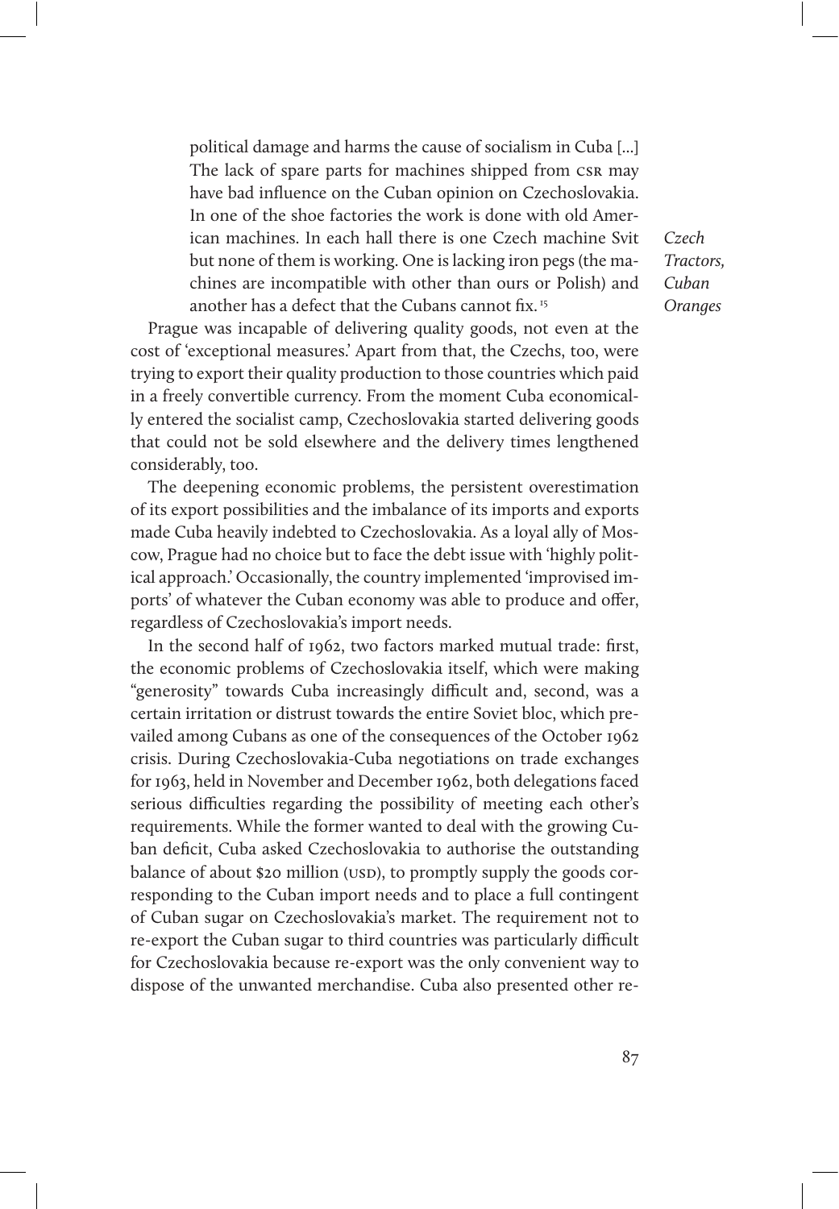> political damage and harms the cause of socialism in Cuba [...] The lack of spare parts for machines shipped from CSR may have bad influence on the Cuban opinion on Czechoslovakia. In one of the shoe factories the work is done with old American machines. In each hall there is one Czech machine Svit but none of them is working. One is lacking iron pegs (the machines are incompatible with other than ours or Polish) and another has a defect that the Cubans cannot fix.[15]

Prague was incapable of delivering quality goods, not even at the cost of 'exceptional measures.' Apart from that, the Czechs, too, were trying to export their quality production to those countries which paid in a freely convertible currency. From the moment Cuba economically entered the socialist camp, Czechoslovakia started delivering goods that could not be sold elsewhere and the delivery times lengthened considerably, too.

The deepening economic problems, the persistent overestimation of its export possibilities and the imbalance of its imports and exports made Cuba heavily indebted to Czechoslovakia. As a loyal ally of Moscow, Prague had no choice but to face the debt issue with 'highly political approach.' Occasionally, the country implemented 'improvised imports' of whatever the Cuban economy was able to produce and offer, regardless of Czechoslovakia's import needs.

In the second half of 1962, two factors marked mutual trade: first, the economic problems of Czechoslovakia itself, which were making "generosity" towards Cuba increasingly difficult and, second, was a certain irritation or distrust towards the entire Soviet bloc, which prevailed among Cubans as one of the consequences of the October 1962 crisis. During Czechoslovakia-Cuba negotiations on trade exchanges for 1963, held in November and December 1962, both delegations faced serious difficulties regarding the possibility of meeting each other's requirements. While the former wanted to deal with the growing Cuban deficit, Cuba asked Czechoslovakia to authorise the outstanding balance of about $20 million (USD), to promptly supply the goods corresponding to the Cuban import needs and to place a full contingent of Cuban sugar on Czechoslovakia's market. The requirement not to re-export the Cuban sugar to third countries was particularly difficult for Czechoslovakia because re-export was the only convenient way to dispose of the unwanted merchandise. Cuba also presented other re-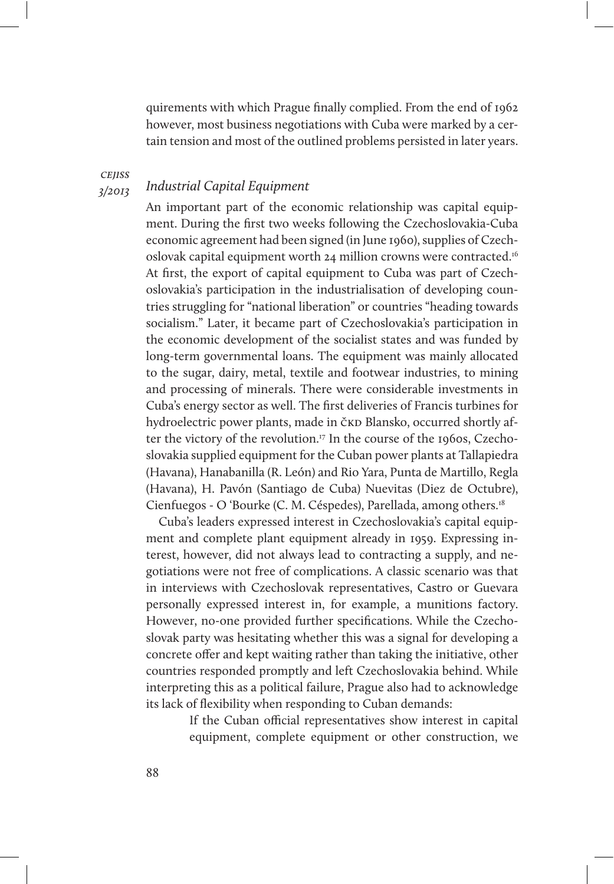quirements with which Prague finally complied. From the end of 1962 however, most business negotiations with Cuba were marked by a certain tension and most of the outlined problems persisted in later years.

### *Industrial Capital Equipment*

An important part of the economic relationship was capital equipment. During the first two weeks following the Czechoslovakia-Cuba economic agreement had been signed (in June 1960), supplies of Czechoslovak capital equipment worth 24 million crowns were contracted.[16] At first, the export of capital equipment to Cuba was part of Czechoslovakia's participation in the industrialisation of developing countries struggling for "national liberation" or countries "heading towards socialism." Later, it became part of Czechoslovakia's participation in the economic development of the socialist states and was funded by long-term governmental loans. The equipment was mainly allocated to the sugar, dairy, metal, textile and footwear industries, to mining and processing of minerals. There were considerable investments in Cuba's energy sector as well. The first deliveries of Francis turbines for hydroelectric power plants, made in ČKD Blansko, occurred shortly after the victory of the revolution.[17] In the course of the 1960s, Czechoslovakia supplied equipment for the Cuban power plants at Tallapiedra (Havana), Hanabanilla (R. León) and Rio Yara, Punta de Martillo, Regla (Havana), H. Pavón (Santiago de Cuba) Nuevitas (Diez de Octubre), Cienfuegos - O 'Bourke (C. M. Céspedes), Parellada, among others.[18]

Cuba's leaders expressed interest in Czechoslovakia's capital equipment and complete plant equipment already in 1959. Expressing interest, however, did not always lead to contracting a supply, and negotiations were not free of complications. A classic scenario was that in interviews with Czechoslovak representatives, Castro or Guevara personally expressed interest in, for example, a munitions factory. However, no-one provided further specifications. While the Czechoslovak party was hesitating whether this was a signal for developing a concrete offer and kept waiting rather than taking the initiative, other countries responded promptly and left Czechoslovakia behind. While interpreting this as a political failure, Prague also had to acknowledge its lack of flexibility when responding to Cuban demands:

> If the Cuban official representatives show interest in capital equipment, complete equipment or other construction, we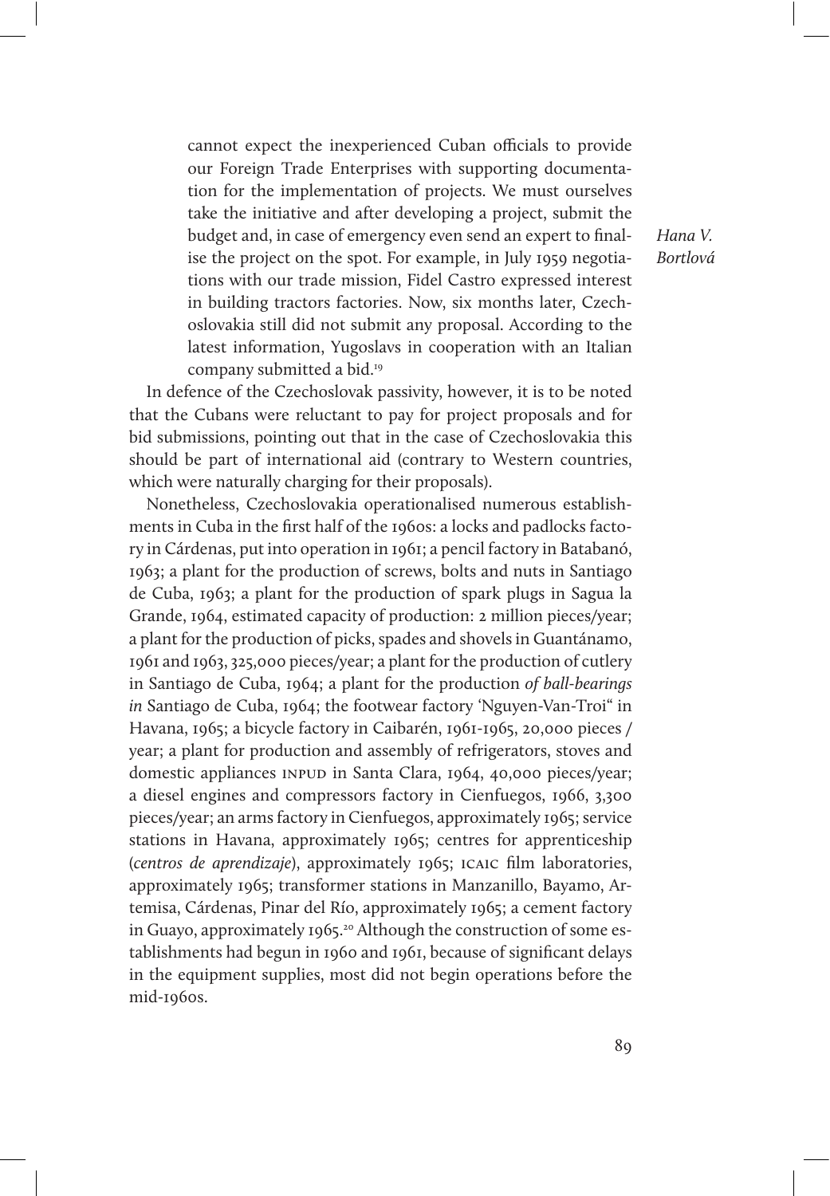> cannot expect the inexperienced Cuban officials to provide our Foreign Trade Enterprises with supporting documentation for the implementation of projects. We must ourselves take the initiative and after developing a project, submit the budget and, in case of emergency even send an expert to finalise the project on the spot. For example, in July 1959 negotiations with our trade mission, Fidel Castro expressed interest in building tractors factories. Now, six months later, Czechoslovakia still did not submit any proposal. According to the latest information, Yugoslavs in cooperation with an Italian company submitted a bid.[19]

In defence of the Czechoslovak passivity, however, it is to be noted that the Cubans were reluctant to pay for project proposals and for bid submissions, pointing out that in the case of Czechoslovakia this should be part of international aid (contrary to Western countries, which were naturally charging for their proposals).

Nonetheless, Czechoslovakia operationalised numerous establishments in Cuba in the first half of the 1960s: a locks and padlocks factory in Cárdenas, put into operation in 1961; a pencil factory in Batabanó, 1963; a plant for the production of screws, bolts and nuts in Santiago de Cuba, 1963; a plant for the production of spark plugs in Sagua la Grande, 1964, estimated capacity of production: 2 million pieces/year; a plant for the production of picks, spades and shovels in Guantánamo, 1961 and 1963, 325,000 pieces/year; a plant for the production of cutlery in Santiago de Cuba, 1964; a plant for the production *of ball-bearings in* Santiago de Cuba, 1964; the footwear factory 'Nguyen-Van-Troi" in Havana, 1965; a bicycle factory in Caibarén, 1961-1965, 20,000 pieces / year; a plant for production and assembly of refrigerators, stoves and domestic appliances INPUD in Santa Clara, 1964, 40,000 pieces/year; a diesel engines and compressors factory in Cienfuegos, 1966, 3,300 pieces/year; an arms factory in Cienfuegos, approximately 1965; service stations in Havana, approximately 1965; centres for apprenticeship (*centros de aprendizaje*), approximately 1965; ICAIC film laboratories, approximately 1965; transformer stations in Manzanillo, Bayamo, Artemisa, Cárdenas, Pinar del Río, approximately 1965; a cement factory in Guayo, approximately 1965.[20] Although the construction of some establishments had begun in 1960 and 1961, because of significant delays in the equipment supplies, most did not begin operations before the mid-1960s.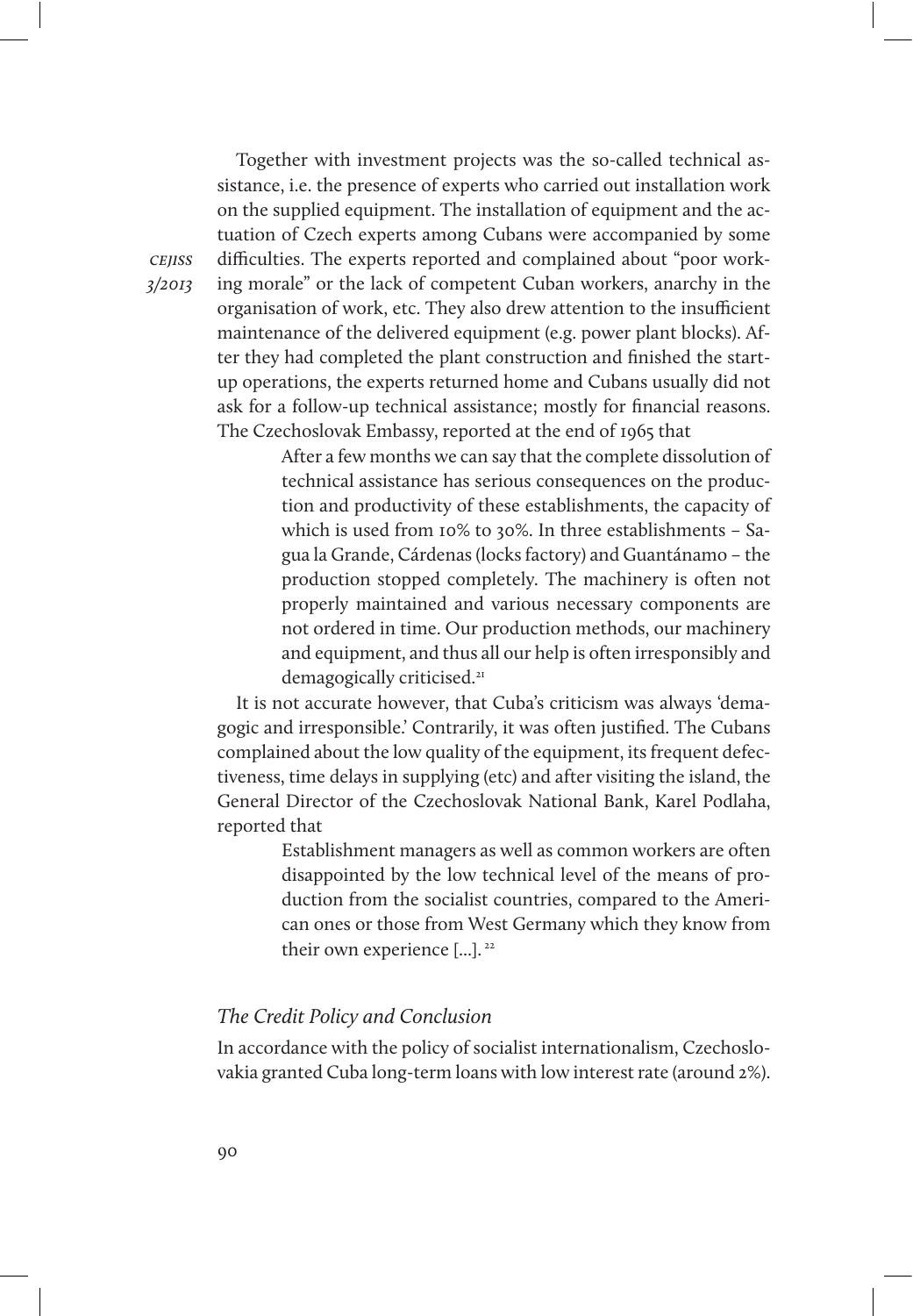Together with investment projects was the so-called technical assistance, i.e. the presence of experts who carried out installation work on the supplied equipment. The installation of equipment and the actuation of Czech experts among Cubans were accompanied by some difficulties. The experts reported and complained about "poor working morale" or the lack of competent Cuban workers, anarchy in the organisation of work, etc. They also drew attention to the insufficient maintenance of the delivered equipment (e.g. power plant blocks). After they had completed the plant construction and finished the start-up operations, the experts returned home and Cubans usually did not ask for a follow-up technical assistance; mostly for financial reasons. The Czechoslovak Embassy, reported at the end of 1965 that

> After a few months we can say that the complete dissolution of technical assistance has serious consequences on the production and productivity of these establishments, the capacity of which is used from 10% to 30%. In three establishments – Sagua la Grande, Cárdenas (locks factory) and Guantánamo – the production stopped completely. The machinery is often not properly maintained and various necessary components are not ordered in time. Our production methods, our machinery and equipment, and thus all our help is often irresponsibly and demagogically criticised.[21]

It is not accurate however, that Cuba's criticism was always 'demagogic and irresponsible.' Contrarily, it was often justified. The Cubans complained about the low quality of the equipment, its frequent defectiveness, time delays in supplying (etc) and after visiting the island, the General Director of the Czechoslovak National Bank, Karel Podlaha, reported that

> Establishment managers as well as common workers are often disappointed by the low technical level of the means of production from the socialist countries, compared to the American ones or those from West Germany which they know from their own experience [...].[22]

### *The Credit Policy and Conclusion*

In accordance with the policy of socialist internationalism, Czechoslovakia granted Cuba long-term loans with low interest rate (around 2%).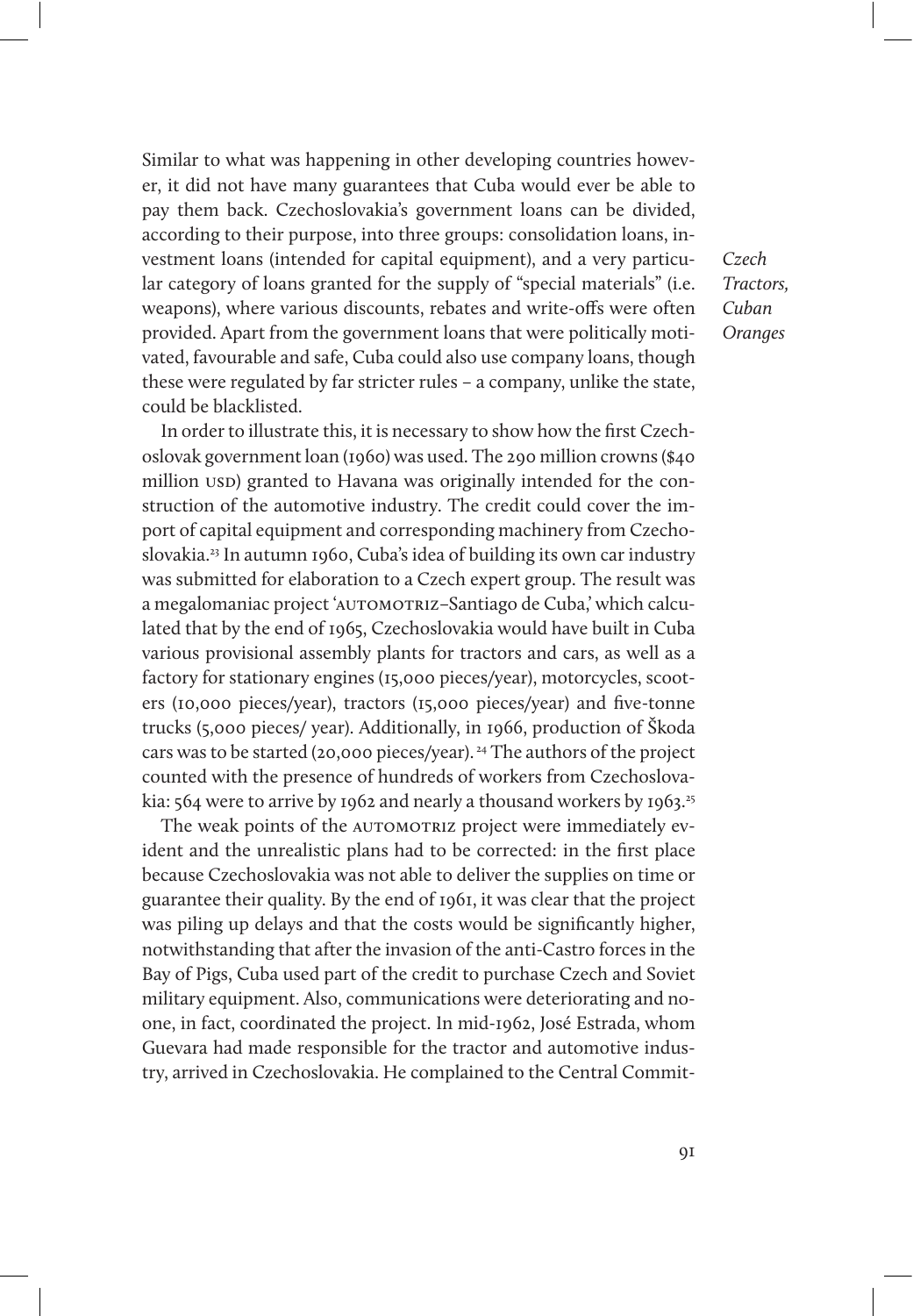Similar to what was happening in other developing countries however, it did not have many guarantees that Cuba would ever be able to pay them back. Czechoslovakia's government loans can be divided, according to their purpose, into three groups: consolidation loans, investment loans (intended for capital equipment), and a very particular category of loans granted for the supply of "special materials" (i.e. weapons), where various discounts, rebates and write-offs were often provided. Apart from the government loans that were politically motivated, favourable and safe, Cuba could also use company loans, though these were regulated by far stricter rules – a company, unlike the state, could be blacklisted.

In order to illustrate this, it is necessary to show how the first Czechoslovak government loan (1960) was used. The 290 million crowns ($40 million USD) granted to Havana was originally intended for the construction of the automotive industry. The credit could cover the import of capital equipment and corresponding machinery from Czechoslovakia.[23] In autumn 1960, Cuba's idea of building its own car industry was submitted for elaboration to a Czech expert group. The result was a megalomaniac project 'AUTOMOTRIZ–Santiago de Cuba,' which calculated that by the end of 1965, Czechoslovakia would have built in Cuba various provisional assembly plants for tractors and cars, as well as a factory for stationary engines (15,000 pieces/year), motorcycles, scooters (10,000 pieces/year), tractors (15,000 pieces/year) and five-tonne trucks (5,000 pieces/ year). Additionally, in 1966, production of Škoda cars was to be started (20,000 pieces/year).[24] The authors of the project counted with the presence of hundreds of workers from Czechoslovakia: 564 were to arrive by 1962 and nearly a thousand workers by 1963.[25]

The weak points of the AUTOMOTRIZ project were immediately evident and the unrealistic plans had to be corrected: in the first place because Czechoslovakia was not able to deliver the supplies on time or guarantee their quality. By the end of 1961, it was clear that the project was piling up delays and that the costs would be significantly higher, notwithstanding that after the invasion of the anti-Castro forces in the Bay of Pigs, Cuba used part of the credit to purchase Czech and Soviet military equipment. Also, communications were deteriorating and no-one, in fact, coordinated the project. In mid-1962, José Estrada, whom Guevara had made responsible for the tractor and automotive industry, arrived in Czechoslovakia. He complained to the Central Commit-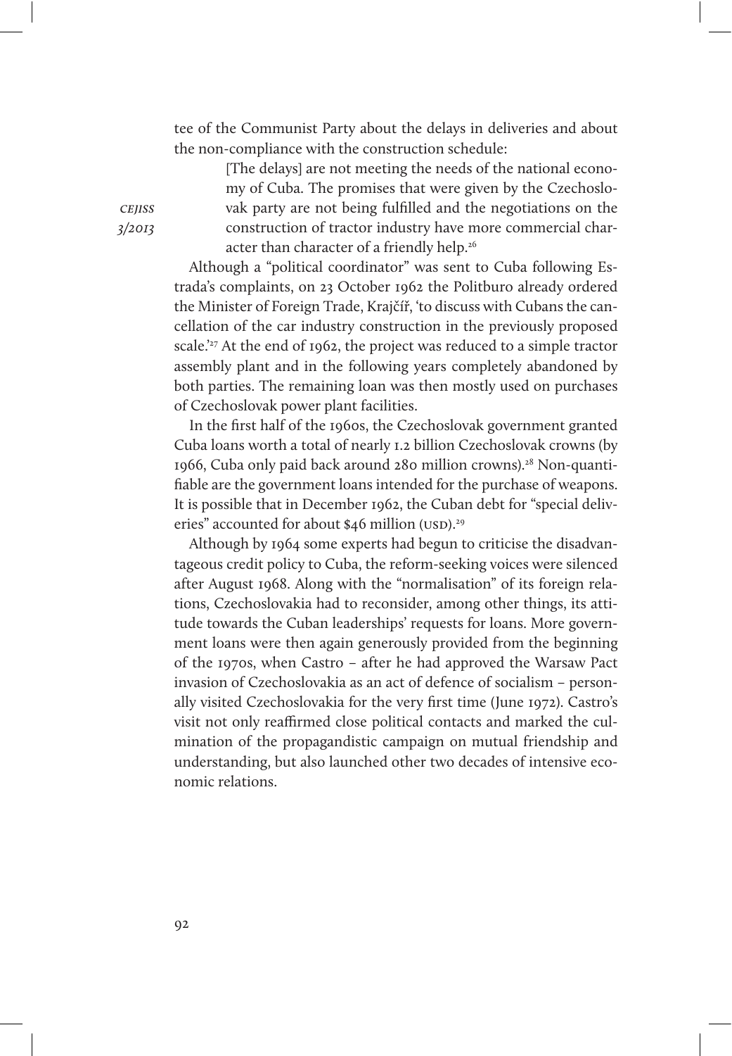tee of the Communist Party about the delays in deliveries and about the non-compliance with the construction schedule:

> [The delays] are not meeting the needs of the national economy of Cuba. The promises that were given by the Czechoslovak party are not being fulfilled and the negotiations on the construction of tractor industry have more commercial character than character of a friendly help.[26]

Although a "political coordinator" was sent to Cuba following Estrada's complaints, on 23 October 1962 the Politburo already ordered the Minister of Foreign Trade, Krajčíř, 'to discuss with Cubans the cancellation of the car industry construction in the previously proposed scale.'[27] At the end of 1962, the project was reduced to a simple tractor assembly plant and in the following years completely abandoned by both parties. The remaining loan was then mostly used on purchases of Czechoslovak power plant facilities.

In the first half of the 1960s, the Czechoslovak government granted Cuba loans worth a total of nearly 1.2 billion Czechoslovak crowns (by 1966, Cuba only paid back around 280 million crowns).[28] Non-quantifiable are the government loans intended for the purchase of weapons. It is possible that in December 1962, the Cuban debt for "special deliveries" accounted for about $46 million (USD).[29]

Although by 1964 some experts had begun to criticise the disadvantageous credit policy to Cuba, the reform-seeking voices were silenced after August 1968. Along with the "normalisation" of its foreign relations, Czechoslovakia had to reconsider, among other things, its attitude towards the Cuban leaderships' requests for loans. More government loans were then again generously provided from the beginning of the 1970s, when Castro – after he had approved the Warsaw Pact invasion of Czechoslovakia as an act of defence of socialism – personally visited Czechoslovakia for the very first time (June 1972). Castro's visit not only reaffirmed close political contacts and marked the culmination of the propagandistic campaign on mutual friendship and understanding, but also launched other two decades of intensive economic relations.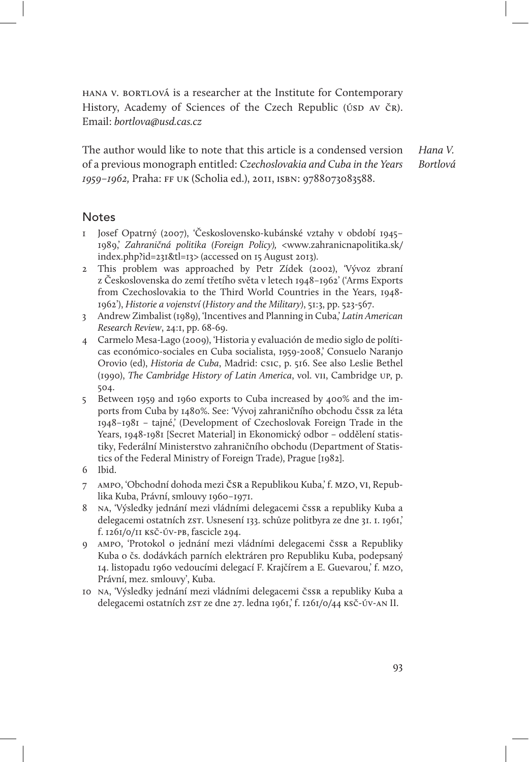HANA V. BORTLOVÁ is a researcher at the Institute for Contemporary History, Academy of Sciences of the Czech Republic (ÚSD AV ČR). Email: *bortlova@usd.cas.cz*

The author would like to note that this article is a condensed version of a previous monograph entitled: *Czechoslovakia and Cuba in the Years 1959–1962,* Praha: FF UK (Scholia ed.), 2011, ISBN: 9788073083588.

## Notes

1. Josef Opatrný (2007), 'Československo-kubánské vztahy v období 1945–1989,' *Zahraničná politika* (*Foreign Policy*), <www.zahranicnapolitika.sk/index.php?id=231&tl=13> (accessed on 15 August 2013).
2. This problem was approached by Petr Zídek (2002), 'Vývoz zbraní z Československa do zemí třetího světa v letech 1948–1962' ('Arms Exports from Czechoslovakia to the Third World Countries in the Years, 1948-1962'), *Historie a vojenství* (*History and the Military*), 51:3, pp. 523-567.
3. Andrew Zimbalist (1989), 'Incentives and Planning in Cuba,' *Latin American Research Review*, 24:1, pp. 68-69.
4. Carmelo Mesa-Lago (2009), 'Historia y evaluación de medio siglo de políticas económico-sociales en Cuba socialista, 1959-2008,' Consuelo Naranjo Orovio (ed), *Historia de Cuba*, Madrid: CSIC, p. 516. See also Leslie Bethel (1990), *The Cambridge History of Latin America*, vol. VII, Cambridge UP, p. 504.
5. Between 1959 and 1960 exports to Cuba increased by 400% and the imports from Cuba by 1480%. See: 'Vývoj zahraničního obchodu ČSSR za léta 1948–1981 – tajné,' (Development of Czechoslovak Foreign Trade in the Years, 1948-1981 [Secret Material] in Ekonomický odbor – oddělení statistiky, Federální Ministerstvo zahraničního obchodu (Department of Statistics of the Federal Ministry of Foreign Trade), Prague [1982].
6. Ibid.
7. AMPO, 'Obchodní dohoda mezi ČSR a Republikou Kuba,' f. MZO, VI, Republika Kuba, Právní, smlouvy 1960–1971.
8. NA, 'Výsledky jednání mezi vládními delegacemi ČSSR a republiky Kuba a delegacemi ostatních ZST. Usnesení 133. schůze politbyra ze dne 31. 1. 1961,' f. 1261/0/11 KSČ-ÚV-PB, fascicle 294.
9. AMPO, 'Protokol o jednání mezi vládními delegacemi ČSSR a Republiky Kuba o čs. dodávkách parních elektráren pro Republiku Kuba, podepsaný 14. listopadu 1960 vedoucími delegací F. Krajčírem a E. Guevarou,' f. MZO, Právní, mez. smlouvy', Kuba.
10. NA, 'Výsledky jednání mezi vládními delegacemi ČSSR a republiky Kuba a delegacemi ostatních ZST ze dne 27. ledna 1961,' f. 1261/0/44 KSČ-ÚV-AN II.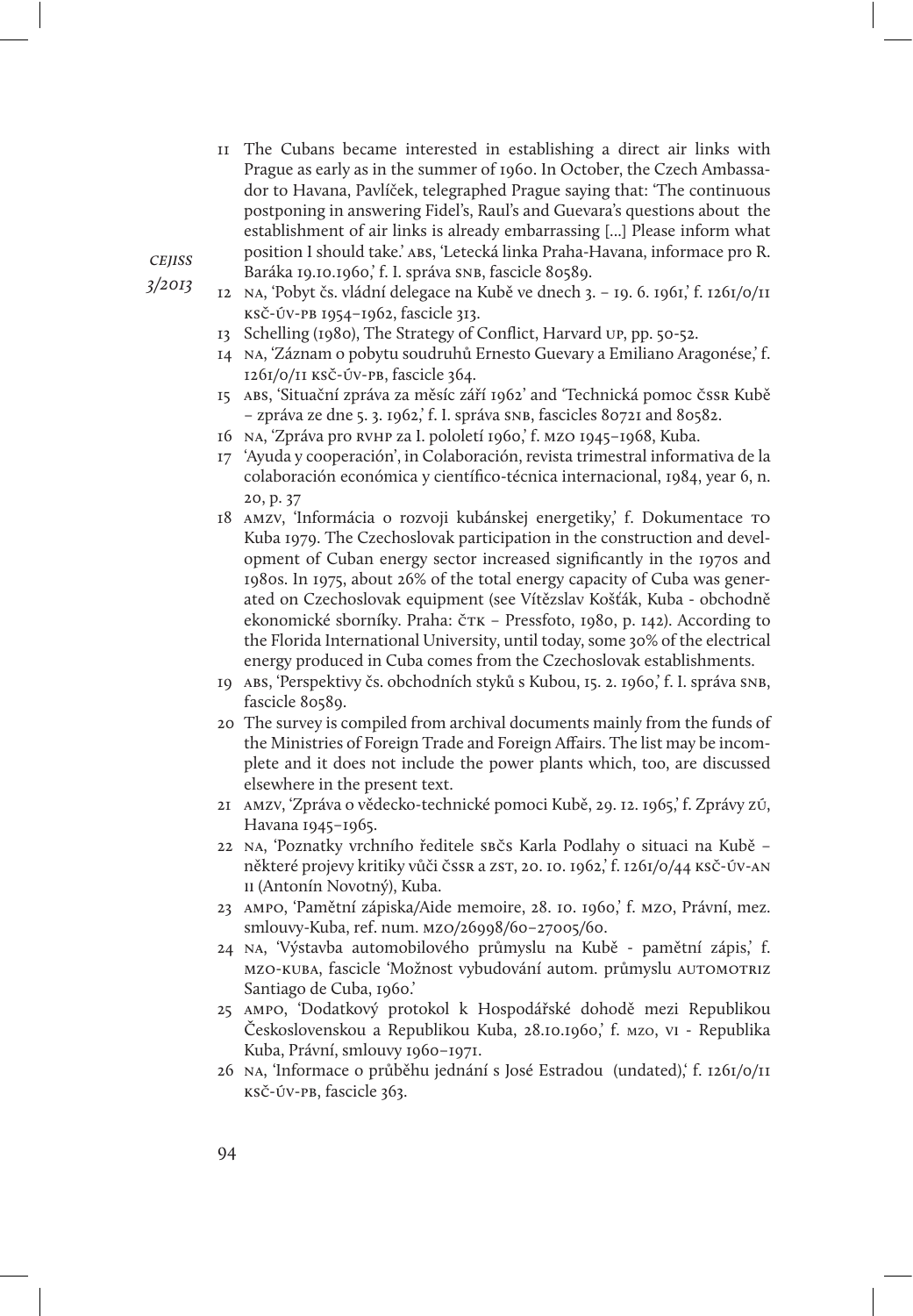11 The Cubans became interested in establishing a direct air links with Prague as early as in the summer of 1960. In October, the Czech Ambassador to Havana, Pavlíček, telegraphed Prague saying that: 'The continuous postponing in answering Fidel's, Raul's and Guevara's questions about the establishment of air links is already embarrassing [...] Please inform what position I should take.' ABS, 'Letecká linka Praha-Havana, informace pro R. Baráka 19.10.1960,' f. I. správa SNB, fascicle 80589.

12 NA, 'Pobyt čs. vládní delegace na Kubě ve dnech 3. – 19. 6. 1961,' f. 1261/0/11 KSČ-ÚV-PB 1954–1962, fascicle 313.

13 Schelling (1980), The Strategy of Conflict, Harvard UP, pp. 50-52.

14 NA, 'Záznam o pobytu soudruhů Ernesto Guevary a Emiliano Aragonése,' f. 1261/0/11 KSČ-ÚV-PB, fascicle 364.

15 ABS, 'Situační zpráva za měsíc září 1962' and 'Technická pomoc ČSSR Kubě – zpráva ze dne 5. 3. 1962,' f. I. správa SNB, fascicles 80721 and 80582.

16 NA, 'Zpráva pro RVHP za I. pololetí 1960,' f. MZO 1945–1968, Kuba.

17 'Ayuda y cooperación', in Colaboración, revista trimestral informativa de la colaboración económica y científico-técnica internacional, 1984, year 6, n. 20, p. 37

18 AMZV, 'Informácia o rozvoji kubánskej energetiky,' f. Dokumentace TO Kuba 1979. The Czechoslovak participation in the construction and development of Cuban energy sector increased significantly in the 1970s and 1980s. In 1975, about 26% of the total energy capacity of Cuba was generated on Czechoslovak equipment (see Vítězslav Košťák, Kuba - obchodně ekonomické sborníky. Praha: ČTK – Pressfoto, 1980, p. 142). According to the Florida International University, until today, some 30% of the electrical energy produced in Cuba comes from the Czechoslovak establishments.

19 ABS, 'Perspektivy čs. obchodních styků s Kubou, 15. 2. 1960,' f. I. správa SNB, fascicle 80589.

20 The survey is compiled from archival documents mainly from the funds of the Ministries of Foreign Trade and Foreign Affairs. The list may be incomplete and it does not include the power plants which, too, are discussed elsewhere in the present text.

21 AMZV, 'Zpráva o vědecko-technické pomoci Kubě, 29. 12. 1965,' f. Zprávy ZÚ, Havana 1945–1965.

22 NA, 'Poznatky vrchního ředitele SBČS Karla Podlahy o situaci na Kubě – některé projevy kritiky vůči ČSSR a ZST, 20. 10. 1962,' f. 1261/0/44 KSČ-ÚV-AN II (Antonín Novotný), Kuba.

23 AMPO, 'Pamětní zápiska/Aide memoire, 28. 10. 1960,' f. MZO, Právní, mez. smlouvy-Kuba, ref. num. MZO/26998/60–27005/60.

24 NA, 'Výstavba automobilového průmyslu na Kubě - pamětní zápis,' f. MZO-KUBA, fascicle 'Možnost vybudování autom. průmyslu AUTOMOTRIZ Santiago de Cuba, 1960.'

25 AMPO, 'Dodatkový protokol k Hospodářské dohodě mezi Republikou Československou a Republikou Kuba, 28.10.1960,' f. MZO, VI - Republika Kuba, Právní, smlouvy 1960–1971.

26 NA, 'Informace o průběhu jednání s José Estradou (undated),' f. 1261/0/11 KSČ-ÚV-PB, fascicle 363.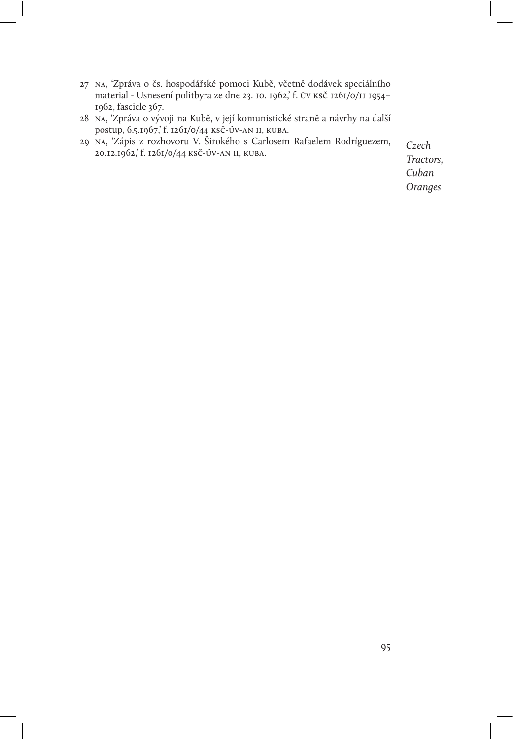27 NA, 'Zpráva o čs. hospodářské pomoci Kubě, včetně dodávek speciálního material - Usnesení politbyra ze dne 23. 10. 1962,' f. ÚV KSČ 1261/0/11 1954–1962, fascicle 367.

28 NA, 'Zpráva o vývoji na Kubě, v její komunistické straně a návrhy na další postup, 6.5.1967,' f. 1261/0/44 KSČ-ÚV-AN II, KUBA.

29 NA, 'Zápis z rozhovoru V. Širokého s Carlosem Rafaelem Rodríguezem, 20.12.1962,' f. 1261/0/44 KSČ-ÚV-AN II, KUBA.